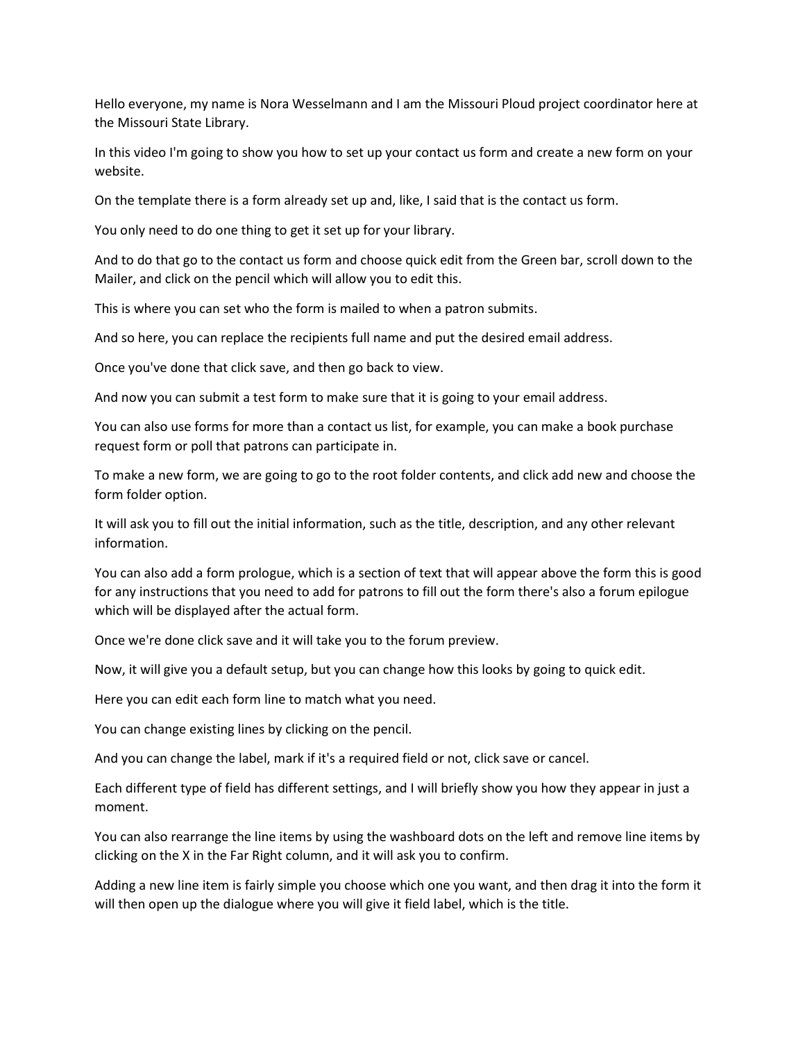Hello everyone, my name is Nora Wesselmann and I am the Missouri Ploud project coordinator here at the Missouri State Library.

In this video I'm going to show you how to set up your contact us form and create a new form on your website.

On the template there is a form already set up and, like, I said that is the contact us form.

You only need to do one thing to get it set up for your library.

And to do that go to the contact us form and choose quick edit from the Green bar, scroll down to the Mailer, and click on the pencil which will allow you to edit this.

This is where you can set who the form is mailed to when a patron submits.

And so here, you can replace the recipients full name and put the desired email address.

Once you've done that click save, and then go back to view.

And now you can submit a test form to make sure that it is going to your email address.

You can also use forms for more than a contact us list, for example, you can make a book purchase request form or poll that patrons can participate in.

To make a new form, we are going to go to the root folder contents, and click add new and choose the form folder option.

It will ask you to fill out the initial information, such as the title, description, and any other relevant information.

You can also add a form prologue, which is a section of text that will appear above the form this is good for any instructions that you need to add for patrons to fill out the form there's also a forum epilogue which will be displayed after the actual form.

Once we're done click save and it will take you to the forum preview.

Now, it will give you a default setup, but you can change how this looks by going to quick edit.

Here you can edit each form line to match what you need.

You can change existing lines by clicking on the pencil.

And you can change the label, mark if it's a required field or not, click save or cancel.

Each different type of field has different settings, and I will briefly show you how they appear in just a moment.

You can also rearrange the line items by using the washboard dots on the left and remove line items by clicking on the X in the Far Right column, and it will ask you to confirm.

Adding a new line item is fairly simple you choose which one you want, and then drag it into the form it will then open up the dialogue where you will give it field label, which is the title.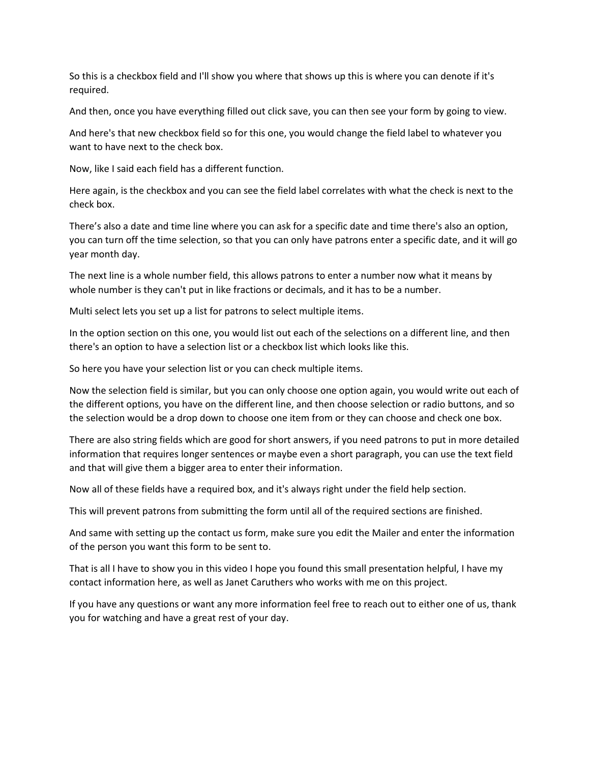So this is a checkbox field and I'll show you where that shows up this is where you can denote if it's required.

And then, once you have everything filled out click save, you can then see your form by going to view.

And here's that new checkbox field so for this one, you would change the field label to whatever you want to have next to the check box.

Now, like I said each field has a different function.

Here again, is the checkbox and you can see the field label correlates with what the check is next to the check box.

There's also a date and time line where you can ask for a specific date and time there's also an option, you can turn off the time selection, so that you can only have patrons enter a specific date, and it will go year month day.

The next line is a whole number field, this allows patrons to enter a number now what it means by whole number is they can't put in like fractions or decimals, and it has to be a number.

Multi select lets you set up a list for patrons to select multiple items.

In the option section on this one, you would list out each of the selections on a different line, and then there's an option to have a selection list or a checkbox list which looks like this.

So here you have your selection list or you can check multiple items.

Now the selection field is similar, but you can only choose one option again, you would write out each of the different options, you have on the different line, and then choose selection or radio buttons, and so the selection would be a drop down to choose one item from or they can choose and check one box.

There are also string fields which are good for short answers, if you need patrons to put in more detailed information that requires longer sentences or maybe even a short paragraph, you can use the text field and that will give them a bigger area to enter their information.

Now all of these fields have a required box, and it's always right under the field help section.

This will prevent patrons from submitting the form until all of the required sections are finished.

And same with setting up the contact us form, make sure you edit the Mailer and enter the information of the person you want this form to be sent to.

That is all I have to show you in this video I hope you found this small presentation helpful, I have my contact information here, as well as Janet Caruthers who works with me on this project.

If you have any questions or want any more information feel free to reach out to either one of us, thank you for watching and have a great rest of your day.